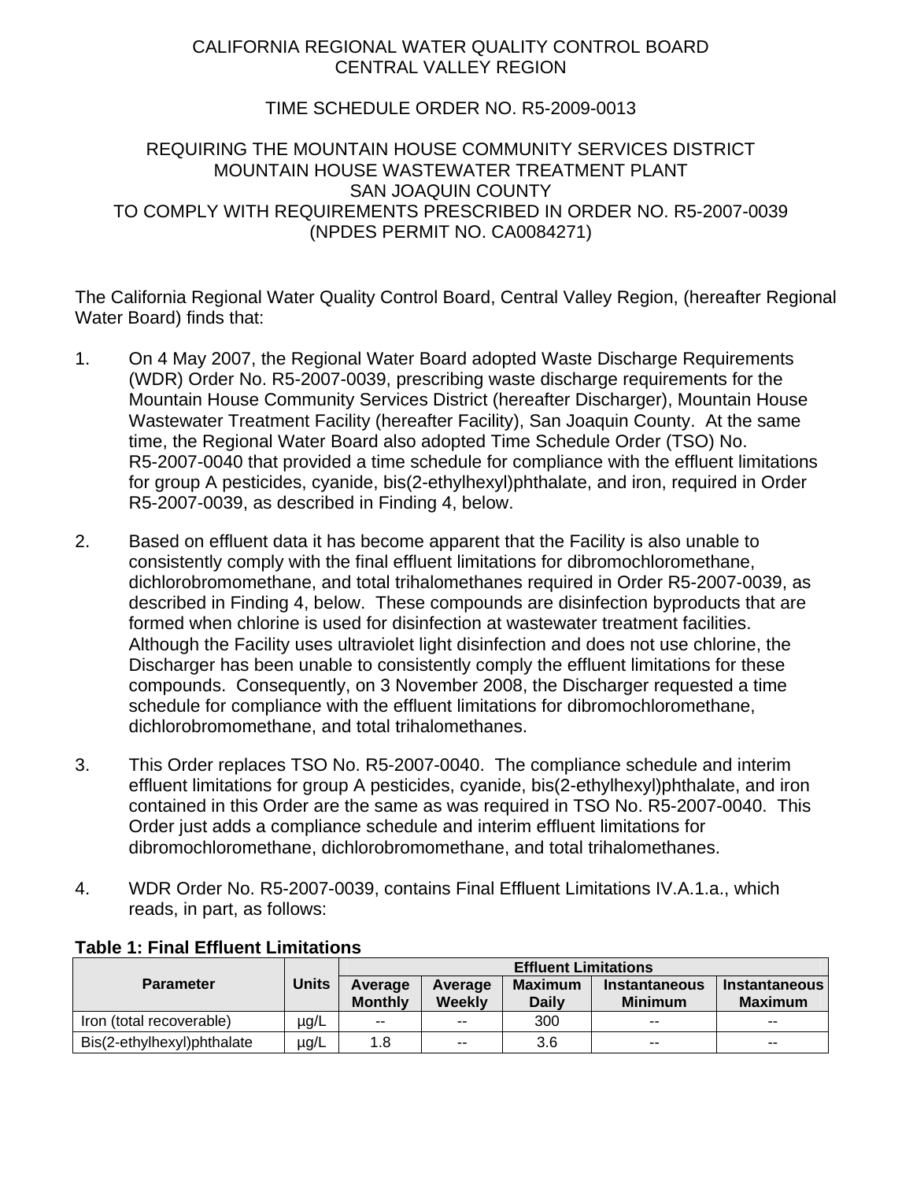CALIFORNIA REGIONAL WATER QUALITY CONTROL BOARD
CENTRAL VALLEY REGION

TIME SCHEDULE ORDER NO. R5-2009-0013

REQUIRING THE MOUNTAIN HOUSE COMMUNITY SERVICES DISTRICT
MOUNTAIN HOUSE WASTEWATER TREATMENT PLANT
SAN JOAQUIN COUNTY
TO COMPLY WITH REQUIREMENTS PRESCRIBED IN ORDER NO. R5-2007-0039
(NPDES PERMIT NO. CA0084271)

The California Regional Water Quality Control Board, Central Valley Region, (hereafter Regional Water Board) finds that:

1. On 4 May 2007, the Regional Water Board adopted Waste Discharge Requirements (WDR) Order No. R5-2007-0039, prescribing waste discharge requirements for the Mountain House Community Services District (hereafter Discharger), Mountain House Wastewater Treatment Facility (hereafter Facility), San Joaquin County. At the same time, the Regional Water Board also adopted Time Schedule Order (TSO) No. R5-2007-0040 that provided a time schedule for compliance with the effluent limitations for group A pesticides, cyanide, bis(2-ethylhexyl)phthalate, and iron, required in Order R5-2007-0039, as described in Finding 4, below.

2. Based on effluent data it has become apparent that the Facility is also unable to consistently comply with the final effluent limitations for dibromochloromethane, dichlorobromomethane, and total trihalomethanes required in Order R5-2007-0039, as described in Finding 4, below. These compounds are disinfection byproducts that are formed when chlorine is used for disinfection at wastewater treatment facilities. Although the Facility uses ultraviolet light disinfection and does not use chlorine, the Discharger has been unable to consistently comply the effluent limitations for these compounds. Consequently, on 3 November 2008, the Discharger requested a time schedule for compliance with the effluent limitations for dibromochloromethane, dichlorobromomethane, and total trihalomethanes.

3. This Order replaces TSO No. R5-2007-0040. The compliance schedule and interim effluent limitations for group A pesticides, cyanide, bis(2-ethylhexyl)phthalate, and iron contained in this Order are the same as was required in TSO No. R5-2007-0040. This Order just adds a compliance schedule and interim effluent limitations for dibromochloromethane, dichlorobromomethane, and total trihalomethanes.

4. WDR Order No. R5-2007-0039, contains Final Effluent Limitations IV.A.1.a., which reads, in part, as follows:

**Table 1: Final Effluent Limitations**

| Parameter | Units | Effluent Limitations | | | | |
|---|---|---|---|---|---|---|
| | | Average Monthly | Average Weekly | Maximum Daily | Instantaneous Minimum | Instantaneous Maximum |
| Iron (total recoverable) | µg/L | -- | -- | 300 | -- | -- |
| Bis(2-ethylhexyl)phthalate | µg/L | 1.8 | -- | 3.6 | -- | -- |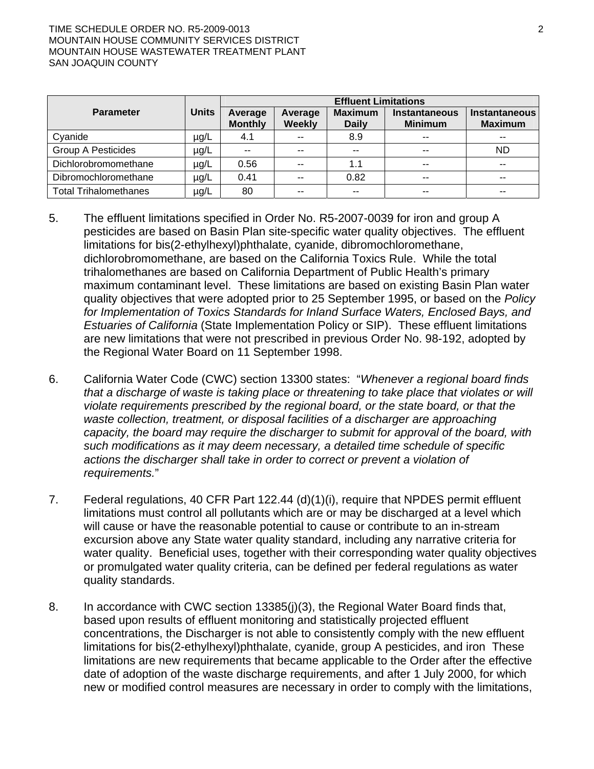| Parameter | Units | Effluent Limitations | | | | |
|---|---|---|---|---|---|---|
| | | Average Monthly | Average Weekly | Maximum Daily | Instantaneous Minimum | Instantaneous Maximum |
| Cyanide | µg/L | 4.1 | -- | 8.9 | -- | -- |
| Group A Pesticides | µg/L | -- | -- | -- | -- | ND |
| Dichlorobromomethane | µg/L | 0.56 | -- | 1.1 | -- | -- |
| Dibromochloromethane | µg/L | 0.41 | -- | 0.82 | -- | -- |
| Total Trihalomethanes | µg/L | 80 | -- | -- | -- | -- |

5. The effluent limitations specified in Order No. R5-2007-0039 for iron and group A pesticides are based on Basin Plan site-specific water quality objectives. The effluent limitations for bis(2-ethylhexyl)phthalate, cyanide, dibromochloromethane, dichlorobromomethane, are based on the California Toxics Rule. While the total trihalomethanes are based on California Department of Public Health's primary maximum contaminant level. These limitations are based on existing Basin Plan water quality objectives that were adopted prior to 25 September 1995, or based on the *Policy for Implementation of Toxics Standards for Inland Surface Waters, Enclosed Bays, and Estuaries of California* (State Implementation Policy or SIP). These effluent limitations are new limitations that were not prescribed in previous Order No. 98-192, adopted by the Regional Water Board on 11 September 1998.

6. California Water Code (CWC) section 13300 states: "*Whenever a regional board finds that a discharge of waste is taking place or threatening to take place that violates or will violate requirements prescribed by the regional board, or the state board, or that the waste collection, treatment, or disposal facilities of a discharger are approaching capacity, the board may require the discharger to submit for approval of the board, with such modifications as it may deem necessary, a detailed time schedule of specific actions the discharger shall take in order to correct or prevent a violation of requirements.*"

7. Federal regulations, 40 CFR Part 122.44 (d)(1)(i), require that NPDES permit effluent limitations must control all pollutants which are or may be discharged at a level which will cause or have the reasonable potential to cause or contribute to an in-stream excursion above any State water quality standard, including any narrative criteria for water quality. Beneficial uses, together with their corresponding water quality objectives or promulgated water quality criteria, can be defined per federal regulations as water quality standards.

8. In accordance with CWC section 13385(j)(3), the Regional Water Board finds that, based upon results of effluent monitoring and statistically projected effluent concentrations, the Discharger is not able to consistently comply with the new effluent limitations for bis(2-ethylhexyl)phthalate, cyanide, group A pesticides, and iron These limitations are new requirements that became applicable to the Order after the effective date of adoption of the waste discharge requirements, and after 1 July 2000, for which new or modified control measures are necessary in order to comply with the limitations,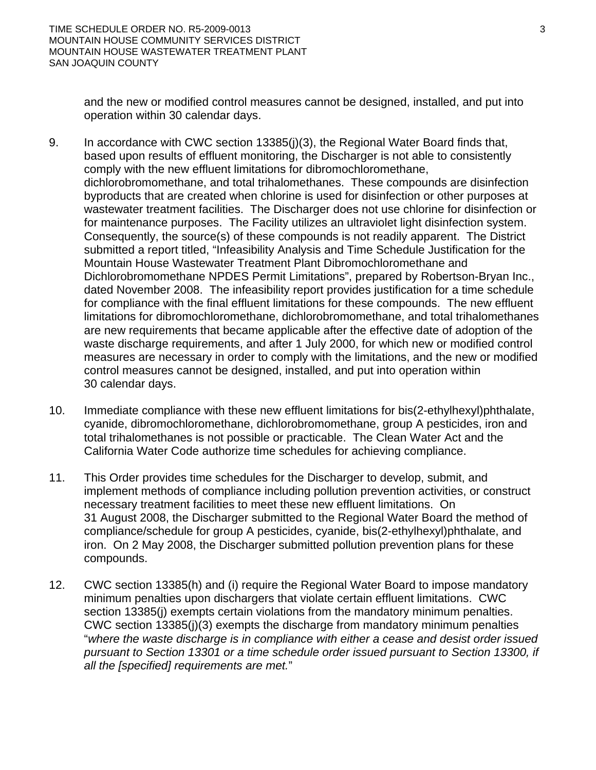and the new or modified control measures cannot be designed, installed, and put into operation within 30 calendar days.

9. In accordance with CWC section 13385(j)(3), the Regional Water Board finds that, based upon results of effluent monitoring, the Discharger is not able to consistently comply with the new effluent limitations for dibromochloromethane, dichlorobromomethane, and total trihalomethanes. These compounds are disinfection byproducts that are created when chlorine is used for disinfection or other purposes at wastewater treatment facilities. The Discharger does not use chlorine for disinfection or for maintenance purposes. The Facility utilizes an ultraviolet light disinfection system. Consequently, the source(s) of these compounds is not readily apparent. The District submitted a report titled, "Infeasibility Analysis and Time Schedule Justification for the Mountain House Wastewater Treatment Plant Dibromochloromethane and Dichlorobromomethane NPDES Permit Limitations", prepared by Robertson-Bryan Inc., dated November 2008. The infeasibility report provides justification for a time schedule for compliance with the final effluent limitations for these compounds. The new effluent limitations for dibromochloromethane, dichlorobromomethane, and total trihalomethanes are new requirements that became applicable after the effective date of adoption of the waste discharge requirements, and after 1 July 2000, for which new or modified control measures are necessary in order to comply with the limitations, and the new or modified control measures cannot be designed, installed, and put into operation within 30 calendar days.

10. Immediate compliance with these new effluent limitations for bis(2-ethylhexyl)phthalate, cyanide, dibromochloromethane, dichlorobromomethane, group A pesticides, iron and total trihalomethanes is not possible or practicable. The Clean Water Act and the California Water Code authorize time schedules for achieving compliance.

11. This Order provides time schedules for the Discharger to develop, submit, and implement methods of compliance including pollution prevention activities, or construct necessary treatment facilities to meet these new effluent limitations. On 31 August 2008, the Discharger submitted to the Regional Water Board the method of compliance/schedule for group A pesticides, cyanide, bis(2-ethylhexyl)phthalate, and iron. On 2 May 2008, the Discharger submitted pollution prevention plans for these compounds.

12. CWC section 13385(h) and (i) require the Regional Water Board to impose mandatory minimum penalties upon dischargers that violate certain effluent limitations. CWC section 13385(j) exempts certain violations from the mandatory minimum penalties. CWC section 13385(j)(3) exempts the discharge from mandatory minimum penalties "*where the waste discharge is in compliance with either a cease and desist order issued pursuant to Section 13301 or a time schedule order issued pursuant to Section 13300, if all the [specified] requirements are met.*"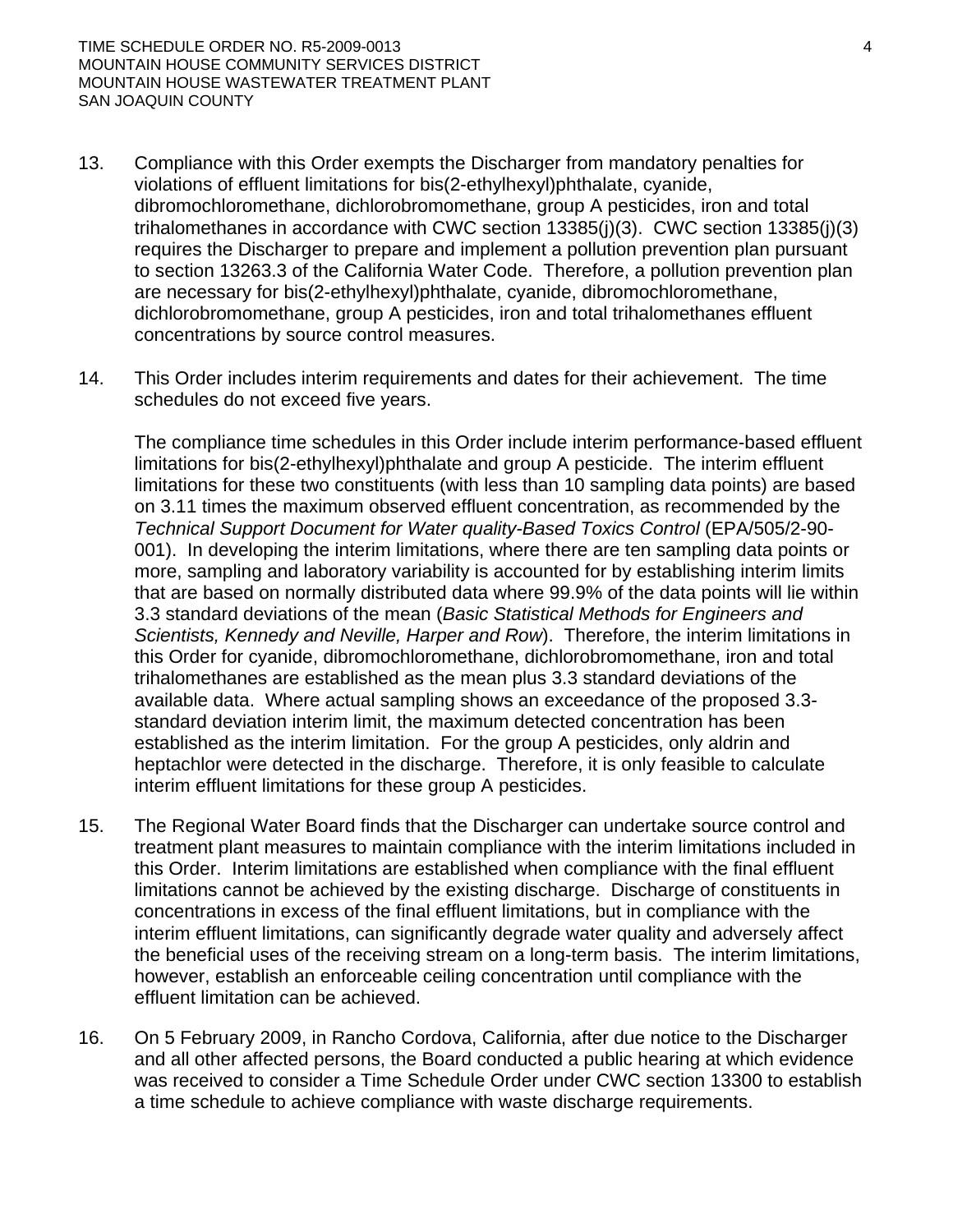13. Compliance with this Order exempts the Discharger from mandatory penalties for violations of effluent limitations for bis(2-ethylhexyl)phthalate, cyanide, dibromochloromethane, dichlorobromomethane, group A pesticides, iron and total trihalomethanes in accordance with CWC section 13385(j)(3). CWC section 13385(j)(3) requires the Discharger to prepare and implement a pollution prevention plan pursuant to section 13263.3 of the California Water Code. Therefore, a pollution prevention plan are necessary for bis(2-ethylhexyl)phthalate, cyanide, dibromochloromethane, dichlorobromomethane, group A pesticides, iron and total trihalomethanes effluent concentrations by source control measures.

14. This Order includes interim requirements and dates for their achievement. The time schedules do not exceed five years.

    The compliance time schedules in this Order include interim performance-based effluent limitations for bis(2-ethylhexyl)phthalate and group A pesticide. The interim effluent limitations for these two constituents (with less than 10 sampling data points) are based on 3.11 times the maximum observed effluent concentration, as recommended by the *Technical Support Document for Water quality-Based Toxics Control* (EPA/505/2-90-001). In developing the interim limitations, where there are ten sampling data points or more, sampling and laboratory variability is accounted for by establishing interim limits that are based on normally distributed data where 99.9% of the data points will lie within 3.3 standard deviations of the mean (*Basic Statistical Methods for Engineers and Scientists, Kennedy and Neville, Harper and Row*). Therefore, the interim limitations in this Order for cyanide, dibromochloromethane, dichlorobromomethane, iron and total trihalomethanes are established as the mean plus 3.3 standard deviations of the available data. Where actual sampling shows an exceedance of the proposed 3.3-standard deviation interim limit, the maximum detected concentration has been established as the interim limitation. For the group A pesticides, only aldrin and heptachlor were detected in the discharge. Therefore, it is only feasible to calculate interim effluent limitations for these group A pesticides.

15. The Regional Water Board finds that the Discharger can undertake source control and treatment plant measures to maintain compliance with the interim limitations included in this Order. Interim limitations are established when compliance with the final effluent limitations cannot be achieved by the existing discharge. Discharge of constituents in concentrations in excess of the final effluent limitations, but in compliance with the interim effluent limitations, can significantly degrade water quality and adversely affect the beneficial uses of the receiving stream on a long-term basis. The interim limitations, however, establish an enforceable ceiling concentration until compliance with the effluent limitation can be achieved.

16. On 5 February 2009, in Rancho Cordova, California, after due notice to the Discharger and all other affected persons, the Board conducted a public hearing at which evidence was received to consider a Time Schedule Order under CWC section 13300 to establish a time schedule to achieve compliance with waste discharge requirements.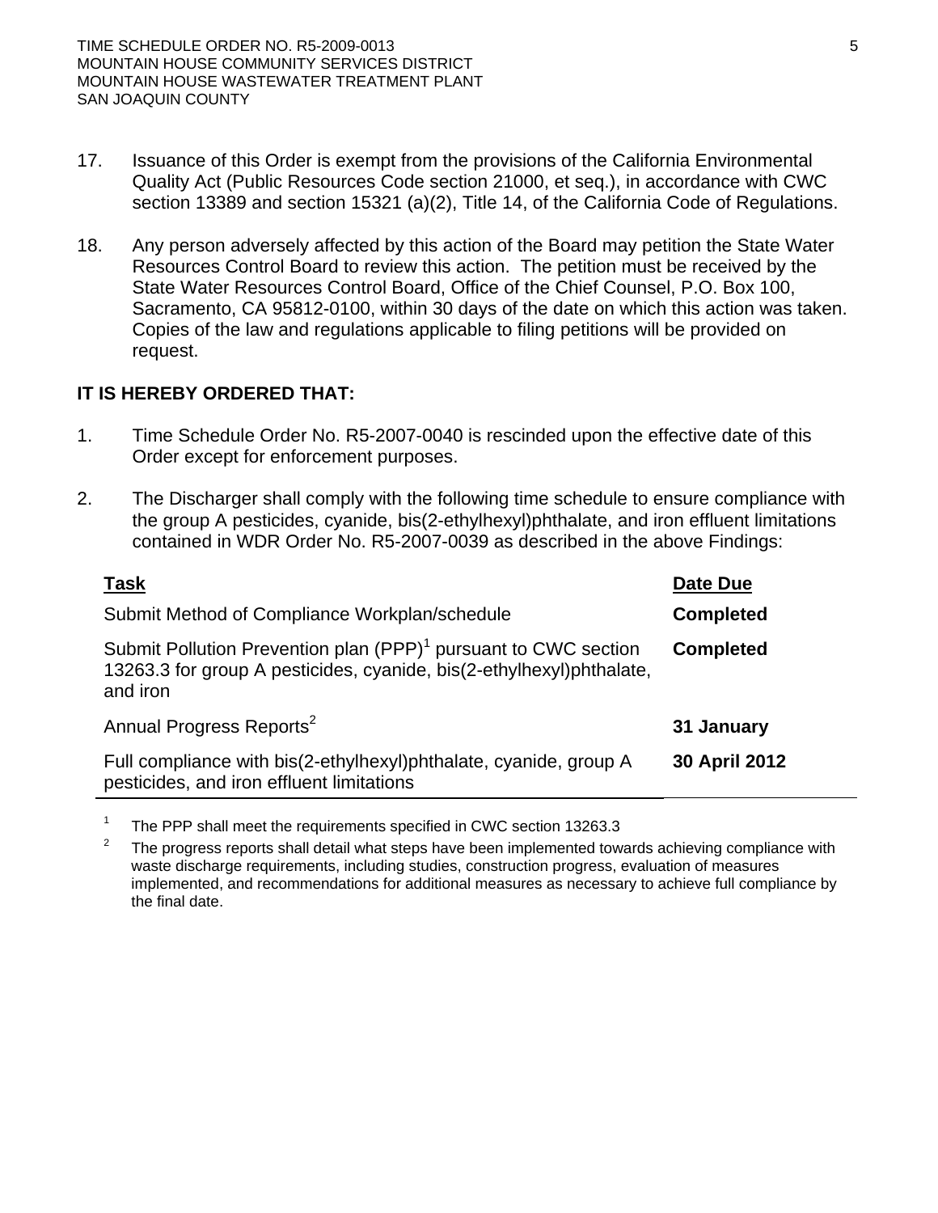17. Issuance of this Order is exempt from the provisions of the California Environmental Quality Act (Public Resources Code section 21000, et seq.), in accordance with CWC section 13389 and section 15321 (a)(2), Title 14, of the California Code of Regulations.

18. Any person adversely affected by this action of the Board may petition the State Water Resources Control Board to review this action. The petition must be received by the State Water Resources Control Board, Office of the Chief Counsel, P.O. Box 100, Sacramento, CA 95812-0100, within 30 days of the date on which this action was taken. Copies of the law and regulations applicable to filing petitions will be provided on request.

**IT IS HEREBY ORDERED THAT:**

1. Time Schedule Order No. R5-2007-0040 is rescinded upon the effective date of this Order except for enforcement purposes.

2. The Discharger shall comply with the following time schedule to ensure compliance with the group A pesticides, cyanide, bis(2-ethylhexyl)phthalate, and iron effluent limitations contained in WDR Order No. R5-2007-0039 as described in the above Findings:

| Task | Date Due |
|---|---|
| Submit Method of Compliance Workplan/schedule | **Completed** |
| Submit Pollution Prevention plan (PPP)[1] pursuant to CWC section 13263.3 for group A pesticides, cyanide, bis(2-ethylhexyl)phthalate, and iron | **Completed** |
| Annual Progress Reports[2] | **31 January** |
| Full compliance with bis(2-ethylhexyl)phthalate, cyanide, group A pesticides, and iron effluent limitations | **30 April 2012** |

[1] The PPP shall meet the requirements specified in CWC section 13263.3

[2] The progress reports shall detail what steps have been implemented towards achieving compliance with waste discharge requirements, including studies, construction progress, evaluation of measures implemented, and recommendations for additional measures as necessary to achieve full compliance by the final date.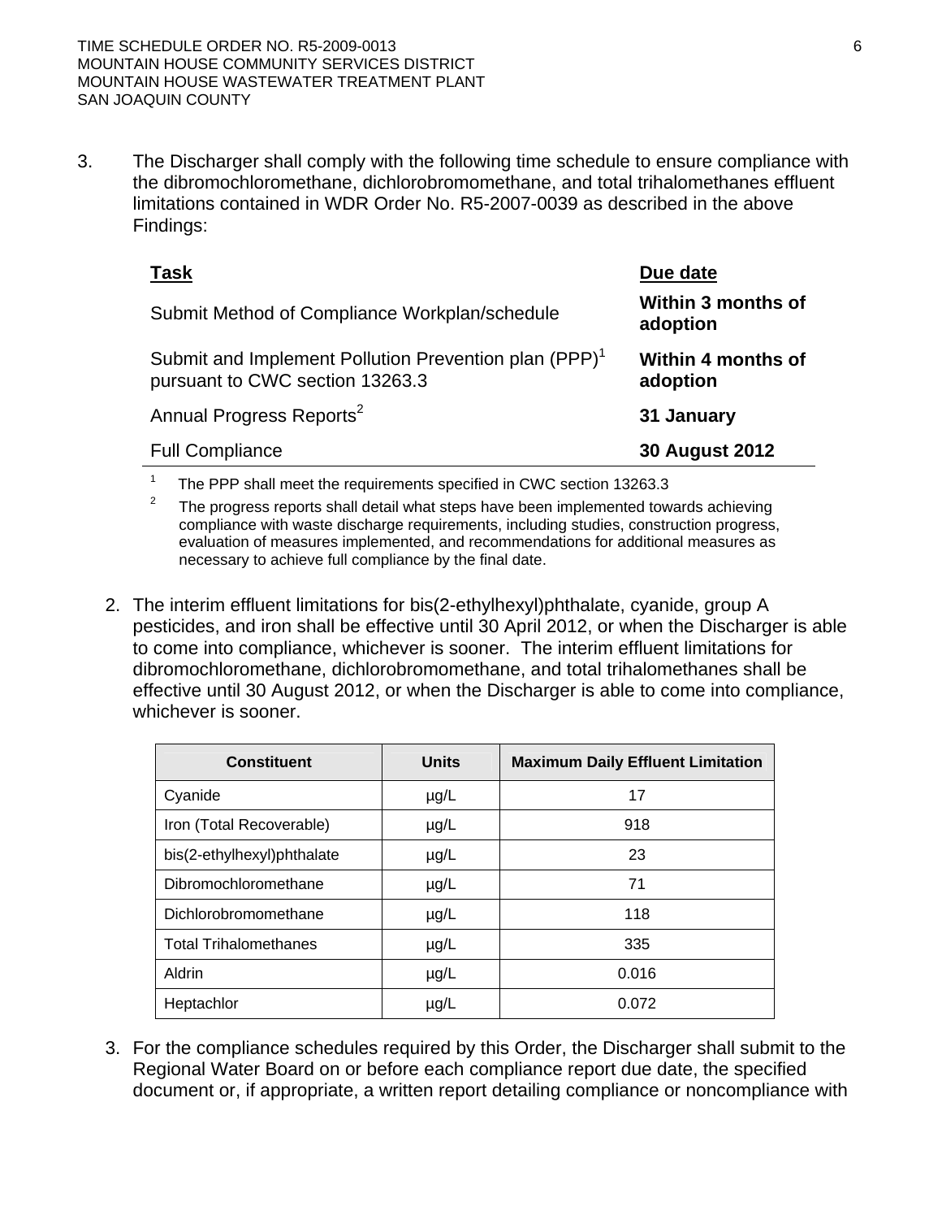3. The Discharger shall comply with the following time schedule to ensure compliance with the dibromochloromethane, dichlorobromomethane, and total trihalomethanes effluent limitations contained in WDR Order No. R5-2007-0039 as described in the above Findings:

| Task | Due date |
|---|---|
| Submit Method of Compliance Workplan/schedule | **Within 3 months of adoption** |
| Submit and Implement Pollution Prevention plan (PPP)[1] pursuant to CWC section 13263.3 | **Within 4 months of adoption** |
| Annual Progress Reports[2] | **31 January** |
| Full Compliance | **30 August 2012** |

[1] The PPP shall meet the requirements specified in CWC section 13263.3

[2] The progress reports shall detail what steps have been implemented towards achieving compliance with waste discharge requirements, including studies, construction progress, evaluation of measures implemented, and recommendations for additional measures as necessary to achieve full compliance by the final date.

2. The interim effluent limitations for bis(2-ethylhexyl)phthalate, cyanide, group A pesticides, and iron shall be effective until 30 April 2012, or when the Discharger is able to come into compliance, whichever is sooner. The interim effluent limitations for dibromochloromethane, dichlorobromomethane, and total trihalomethanes shall be effective until 30 August 2012, or when the Discharger is able to come into compliance, whichever is sooner.

| Constituent | Units | Maximum Daily Effluent Limitation |
|---|---|---|
| Cyanide | µg/L | 17 |
| Iron (Total Recoverable) | µg/L | 918 |
| bis(2-ethylhexyl)phthalate | µg/L | 23 |
| Dibromochloromethane | µg/L | 71 |
| Dichlorobromomethane | µg/L | 118 |
| Total Trihalomethanes | µg/L | 335 |
| Aldrin | µg/L | 0.016 |
| Heptachlor | µg/L | 0.072 |

3. For the compliance schedules required by this Order, the Discharger shall submit to the Regional Water Board on or before each compliance report due date, the specified document or, if appropriate, a written report detailing compliance or noncompliance with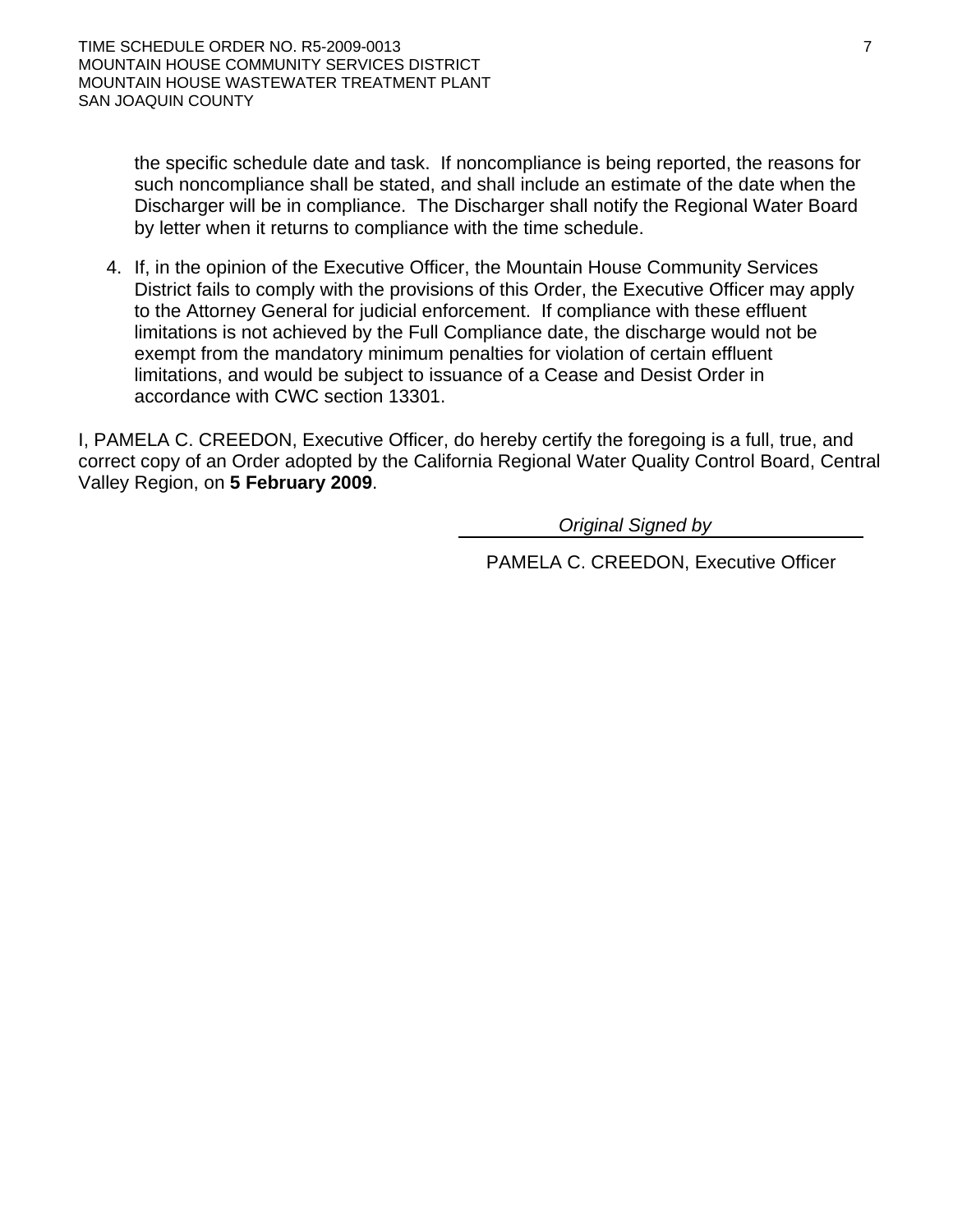the specific schedule date and task. If noncompliance is being reported, the reasons for such noncompliance shall be stated, and shall include an estimate of the date when the Discharger will be in compliance. The Discharger shall notify the Regional Water Board by letter when it returns to compliance with the time schedule.

4. If, in the opinion of the Executive Officer, the Mountain House Community Services District fails to comply with the provisions of this Order, the Executive Officer may apply to the Attorney General for judicial enforcement. If compliance with these effluent limitations is not achieved by the Full Compliance date, the discharge would not be exempt from the mandatory minimum penalties for violation of certain effluent limitations, and would be subject to issuance of a Cease and Desist Order in accordance with CWC section 13301.

I, PAMELA C. CREEDON, Executive Officer, do hereby certify the foregoing is a full, true, and correct copy of an Order adopted by the California Regional Water Quality Control Board, Central Valley Region, on **5 February 2009**.

*Original Signed by*

PAMELA C. CREEDON, Executive Officer